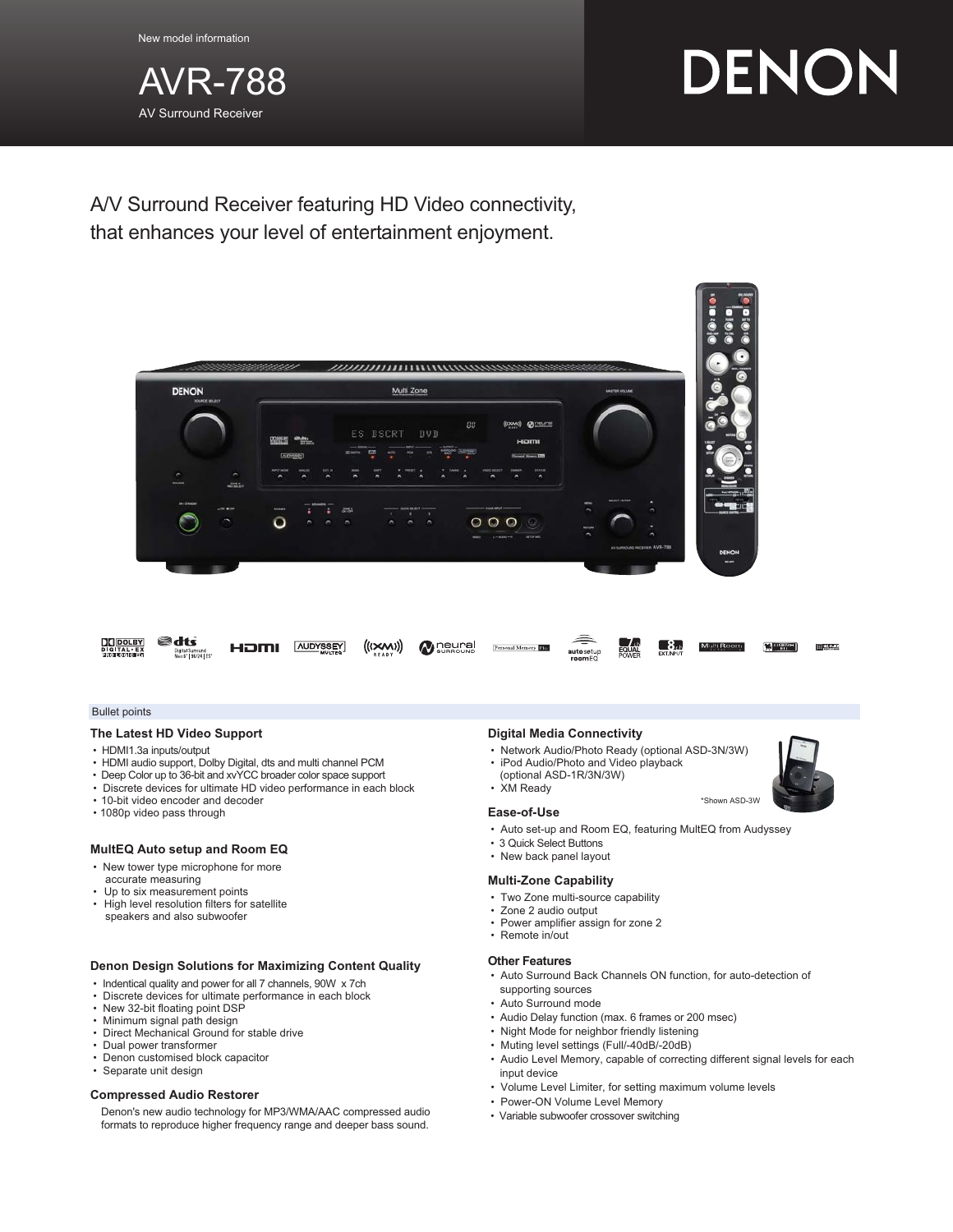New model information

# AVR-788

AV Surround Receiver

DENON

## A/V Surround Receiver featuring HD Video connectivity, that enhances your level of entertainment enjoyment.

Bullet points

### The Latest HD Video Support

- HDMI1.3a inputs/output
- HDMI audio support, Dolby Digital, dts and multi channel PCM
- Deep Color up to 36-bit and xvYCC broader color space support
- Discrete devices for ultimate HD video performance in each block
- 10-bit video encoder and decoder
- 1080p video pass through

### MultEQ Auto setup and Room EQ

- New tower type microphone for more accurate measuring
- Up to six measurement points
- High level resolution filters for satellite speakers and also subwoofer

### Denon Design Solutions for Maximizing Content Quality

- Indentical quality and power for all 7 channels, 90W x 7ch
- Discrete devices for ultimate performance in each block
- New 32-bit floating point DSP
- Minimum signal path design
- Direct Mechanical Ground for stable drive
- Dual power transformer
- Denon customised block capacitor
- Separate unit design

### Compressed Audio Restorer

Denon's new audio technology for MP3/WMA/AAC compressed audio formats to reproduce higher frequency range and deeper bass sound.

### Digital Media Connectivity

- Network Audio/Photo Ready (optional ASD-3N/3W)
- iPod Audio/Photo and Video playback (optional ASD-1R/3N/3W)
- XM Ready

*Shown ASD-3W

### Ease-of-Use

- Auto set-up and Room EQ, featuring MultEQ from Audyssey
- 3 Quick Select Buttons
- New back panel layout

### Multi-Zone Capability

- Two Zone multi-source capability
- Zone 2 audio output
- Power amplifier assign for zone 2
- Remote in/out

### Other Features

- Auto Surround Back Channels ON function, for auto-detection of supporting sources
- Auto Surround mode
- Audio Delay function (max. 6 frames or 200 msec)
- Night Mode for neighbor friendly listening
- Muting level settings (Full/-40dB/-20dB)
- Audio Level Memory, capable of correcting different signal levels for each input device
- Volume Level Limiter, for setting maximum volume levels
- Power-ON Volume Level Memory
- Variable subwoofer crossover switching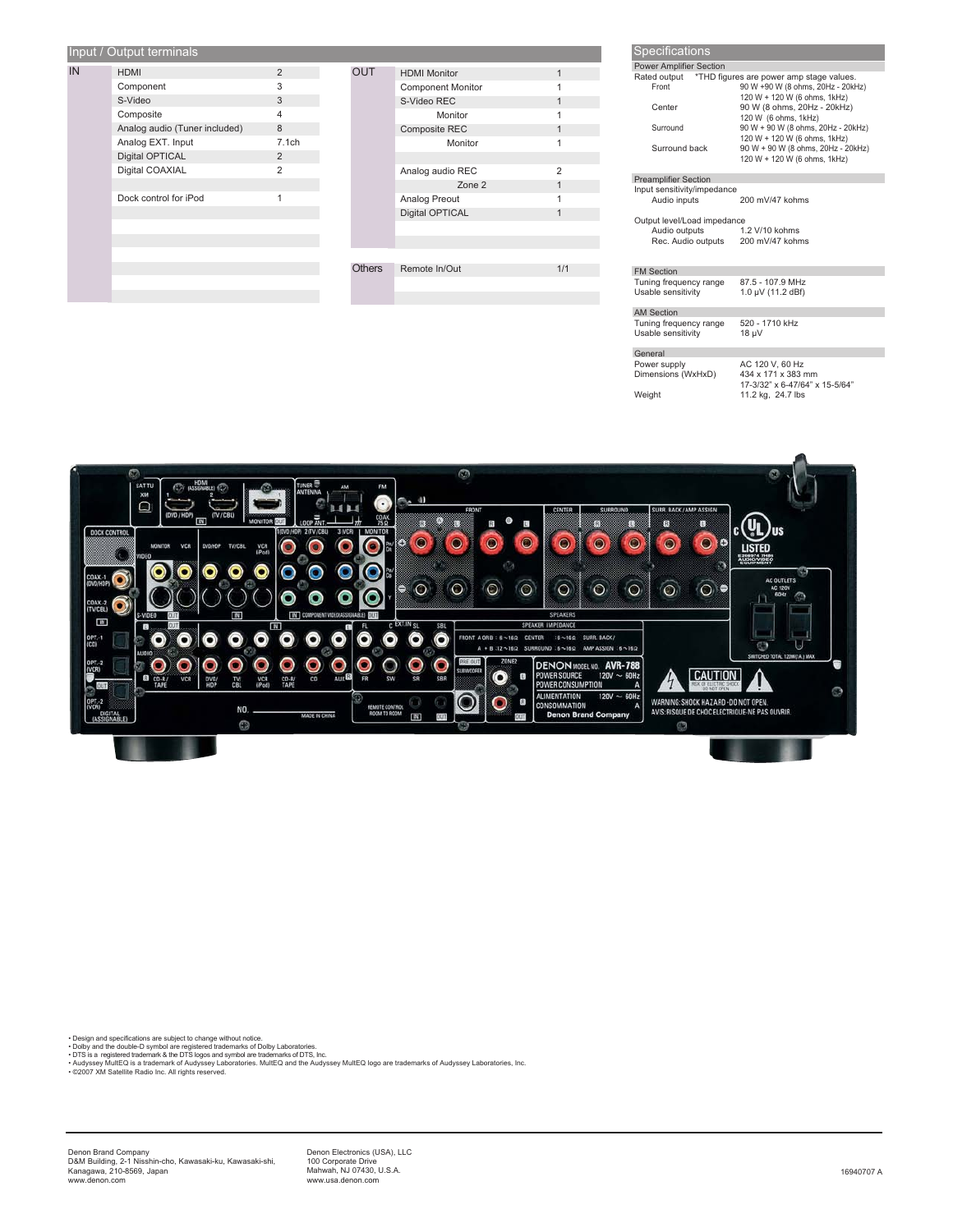## Input / Output terminals

| | | | | | |
|---|---|---|---|---|---|
| IN | HDMI | 2 | OUT | HDMI Monitor | 1 |
| | Component | 3 | | Component Monitor | 1 |
| | S-Video | 3 | | S-Video REC | 1 |
| | Composite | 4 | | Monitor | 1 |
| | Analog audio (Tuner included) | 8 | | Composite REC | 1 |
| | Analog EXT. Input | 7.1ch | | Monitor | 1 |
| | Digital OPTICAL | 2 | | | |
| | Digital COAXIAL | 2 | | Analog audio REC | 2 |
| | | | | Zone 2 | 1 |
| | Dock control for iPod | 1 | | Analog Preout | 1 |
| | | | | Digital OPTICAL | 1 |
| | | | Others | Remote In/Out | 1/1 |

## Specifications

**Power Amplifier Section**

Rated output *THD figures are power amp stage values.

| | |
|---|---|
| Front | 90 W +90 W (8 ohms, 20Hz - 20kHz)<br>120 W + 120 W (6 ohms, 1kHz) |
| Center | 90 W (8 ohms, 20Hz - 20kHz)<br>120 W (6 ohms, 1kHz) |
| Surround | 90 W + 90 W (8 ohms, 20Hz - 20kHz)<br>120 W + 120 W (6 ohms, 1kHz) |
| Surround back | 90 W + 90 W (8 ohms, 20Hz - 20kHz)<br>120 W + 120 W (6 ohms, 1kHz) |

**Preamplifier Section**

Input sensitivity/impedance

| | |
|---|---|
| Audio inputs | 200 mV/47 kohms |

Output level/Load impedance

| | |
|---|---|
| Audio outputs | 1.2 V/10 kohms |
| Rec. Audio outputs | 200 mV/47 kohms |

**FM Section**

| | |
|---|---|
| Tuning frequency range | 87.5 - 107.9 MHz |
| Usable sensitivity | 1.0 µV (11.2 dBf) |

**AM Section**

| | |
|---|---|
| Tuning frequency range | 520 - 1710 kHz |
| Usable sensitivity | 18 µV |

**General**

| | |
|---|---|
| Power supply | AC 120 V, 60 Hz |
| Dimensions (WxHxD) | 434 x 171 x 383 mm<br>17-3/32" x 6-47/64" x 15-5/64" |
| Weight | 11.2 kg, 24.7 lbs |

- Design and specifications are subject to change without notice.
- Dolby and the double-D symbol are registered trademarks of Dolby Laboratories.
- DTS is a registered trademark & the DTS logos and symbol are trademarks of DTS, Inc.
- Audyssey MultEQ is a trademark of Audyssey Laboratories. MultEQ and the Audyssey MultEQ logo are trademarks of Audyssey Laboratories, Inc.
- ©2007 XM Satellite Radio Inc. All rights reserved.

Denon Brand Company
D&M Building, 2-1 Nisshin-cho, Kawasaki-ku, Kawasaki-shi,
Kanagawa, 210-8569, Japan
www.denon.com

Denon Electronics (USA), LLC
100 Corporate Drive
Mahwah, NJ 07430, U.S.A.
www.usa.denon.com

16940707 A